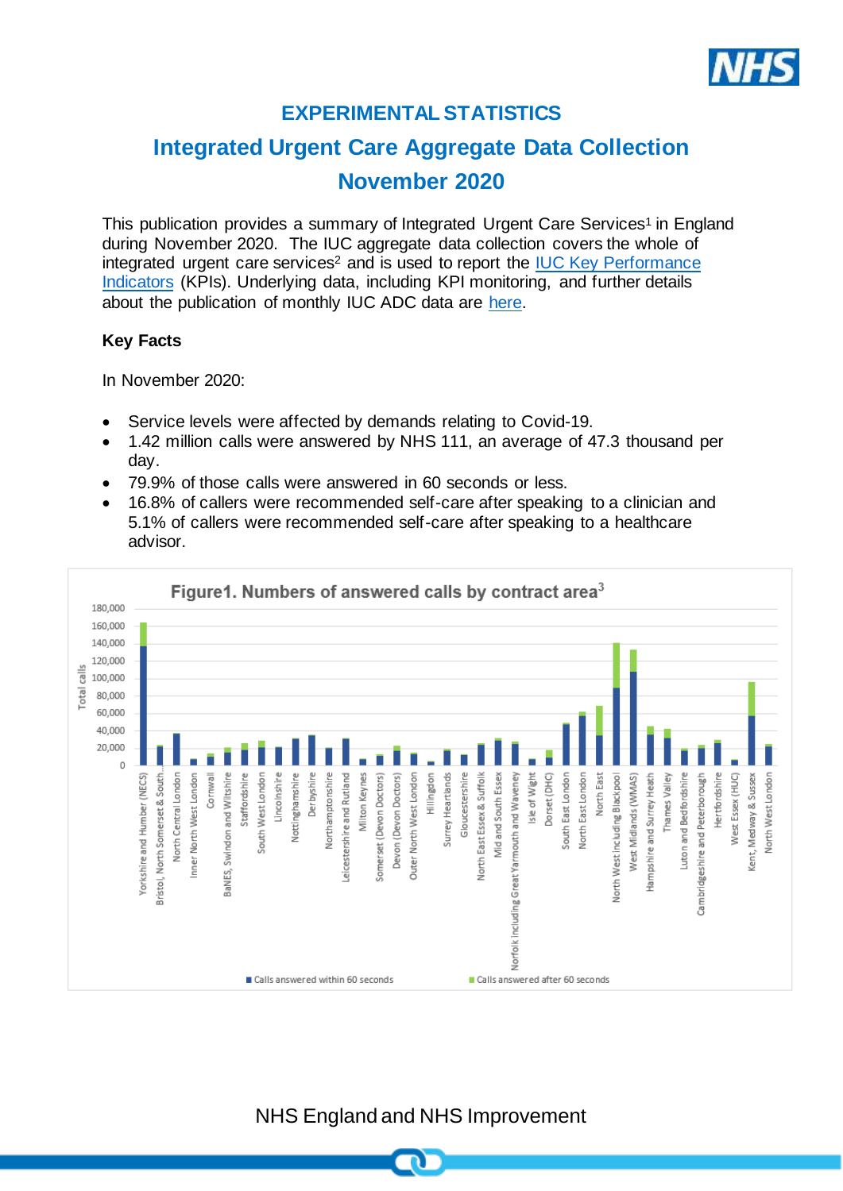# EXPERIMENTAL STATISTICS

## Integrated Urgent Care Aggregate Data Collection

## November 2020

This publication provides a summary of Integrated Urgent Care Services[1] in England during November 2020. The IUC aggregate data collection covers the whole of integrated urgent care services[2] and is used to report the IUC Key Performance Indicators (KPIs). Underlying data, including KPI monitoring, and further details about the publication of monthly IUC ADC data are here.

**Key Facts**

In November 2020:

- Service levels were affected by demands relating to Covid-19.
- 1.42 million calls were answered by NHS 111, an average of 47.3 thousand per day.
- 79.9% of those calls were answered in 60 seconds or less.
- 16.8% of callers were recommended self-care after speaking to a clinician and 5.1% of callers were recommended self-care after speaking to a healthcare advisor.

**Figure1. Numbers of answered calls by contract area[3]**

Total calls (0 to 180,000) by contract area: Yorkshire and Humber (NECS); Bristol, North Somerset & South...; North Central London; Inner North West London; Cornwall; BaNES, Swindon and Wiltshire; Staffordshire; South West London; Lincolnshire; Nottinghamshire; Derbyshire; Northamptonshire; Leicestershire and Rutland; Milton Keynes; Somerset (Devon Doctors); Devon (Devon Doctors); Outer North West London; Hillingdon; Surrey Heartlands; Gloucestershire; North East Essex & Suffolk; Mid and South Essex; Norfolk including Great Yarmouth and Waveney; Isle of Wight; Dorset (DHC); South East London; North East London; North East; North West including Blackpool; West Midlands (WMAS); Hampshire and Surrey Heath; Thames Valley; Luton and Bedfordshire; Cambridgeshire and Peterborough; Hertfordshire; West Essex (HUC); Kent, Medway & Sussex; North West London.

Legend: Calls answered within 60 seconds; Calls answered after 60 seconds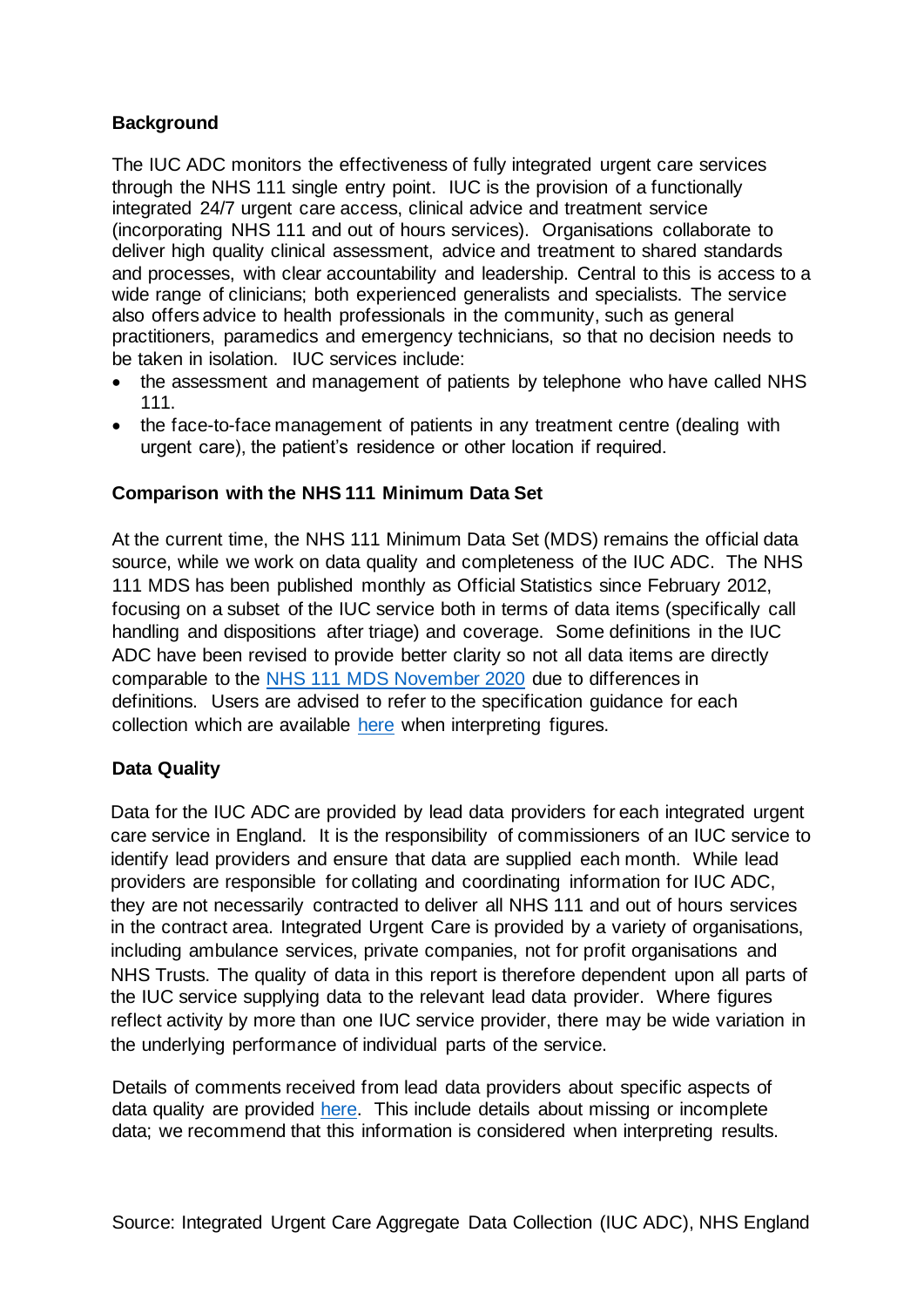**Background**

The IUC ADC monitors the effectiveness of fully integrated urgent care services through the NHS 111 single entry point. IUC is the provision of a functionally integrated 24/7 urgent care access, clinical advice and treatment service (incorporating NHS 111 and out of hours services). Organisations collaborate to deliver high quality clinical assessment, advice and treatment to shared standards and processes, with clear accountability and leadership. Central to this is access to a wide range of clinicians; both experienced generalists and specialists. The service also offers advice to health professionals in the community, such as general practitioners, paramedics and emergency technicians, so that no decision needs to be taken in isolation. IUC services include:

- the assessment and management of patients by telephone who have called NHS 111.
- the face-to-face management of patients in any treatment centre (dealing with urgent care), the patient's residence or other location if required.

**Comparison with the NHS 111 Minimum Data Set**

At the current time, the NHS 111 Minimum Data Set (MDS) remains the official data source, while we work on data quality and completeness of the IUC ADC. The NHS 111 MDS has been published monthly as Official Statistics since February 2012, focusing on a subset of the IUC service both in terms of data items (specifically call handling and dispositions after triage) and coverage. Some definitions in the IUC ADC have been revised to provide better clarity so not all data items are directly comparable to the NHS 111 MDS November 2020 due to differences in definitions. Users are advised to refer to the specification guidance for each collection which are available here when interpreting figures.

**Data Quality**

Data for the IUC ADC are provided by lead data providers for each integrated urgent care service in England. It is the responsibility of commissioners of an IUC service to identify lead providers and ensure that data are supplied each month. While lead providers are responsible for collating and coordinating information for IUC ADC, they are not necessarily contracted to deliver all NHS 111 and out of hours services in the contract area. Integrated Urgent Care is provided by a variety of organisations, including ambulance services, private companies, not for profit organisations and NHS Trusts. The quality of data in this report is therefore dependent upon all parts of the IUC service supplying data to the relevant lead data provider. Where figures reflect activity by more than one IUC service provider, there may be wide variation in the underlying performance of individual parts of the service.

Details of comments received from lead data providers about specific aspects of data quality are provided here. This include details about missing or incomplete data; we recommend that this information is considered when interpreting results.

Source: Integrated Urgent Care Aggregate Data Collection (IUC ADC), NHS England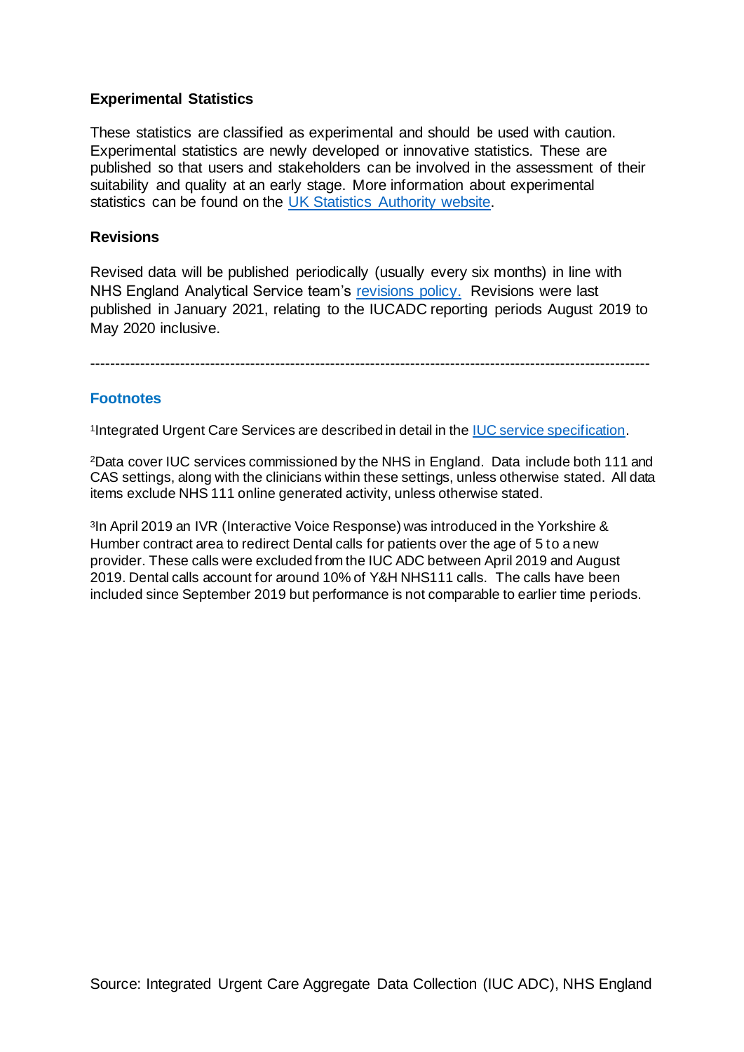**Experimental Statistics**

These statistics are classified as experimental and should be used with caution. Experimental statistics are newly developed or innovative statistics. These are published so that users and stakeholders can be involved in the assessment of their suitability and quality at an early stage. More information about experimental statistics can be found on the UK Statistics Authority website.

**Revisions**

Revised data will be published periodically (usually every six months) in line with NHS England Analytical Service team's revisions policy. Revisions were last published in January 2021, relating to the IUCADC reporting periods August 2019 to May 2020 inclusive.

---

## Footnotes

[1]Integrated Urgent Care Services are described in detail in the IUC service specification.

[2]Data cover IUC services commissioned by the NHS in England. Data include both 111 and CAS settings, along with the clinicians within these settings, unless otherwise stated. All data items exclude NHS 111 online generated activity, unless otherwise stated.

[3]In April 2019 an IVR (Interactive Voice Response) was introduced in the Yorkshire & Humber contract area to redirect Dental calls for patients over the age of 5 to a new provider. These calls were excluded from the IUC ADC between April 2019 and August 2019. Dental calls account for around 10% of Y&H NHS111 calls. The calls have been included since September 2019 but performance is not comparable to earlier time periods.

Source: Integrated Urgent Care Aggregate Data Collection (IUC ADC), NHS England